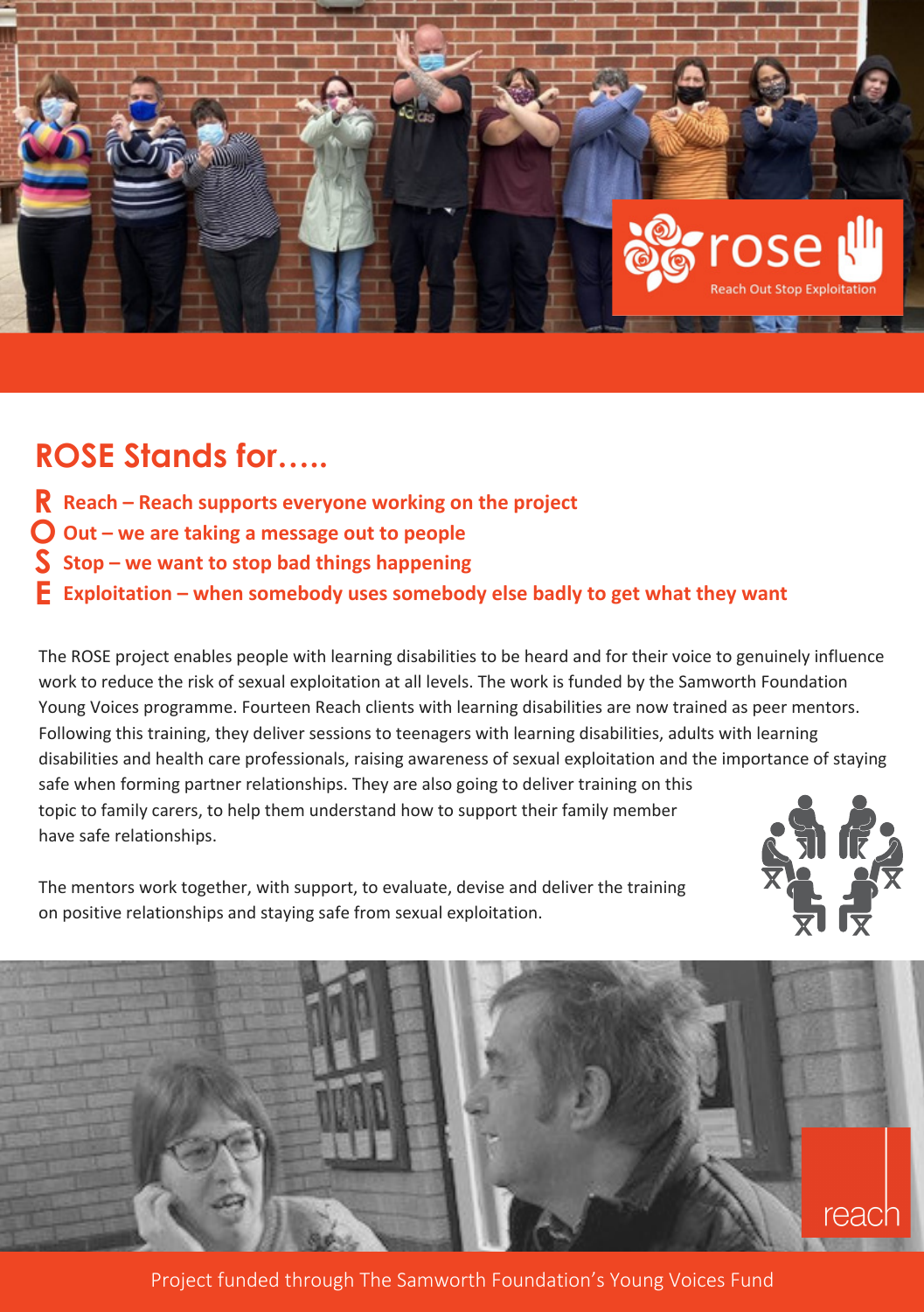rose

Reach Out Stop Exploitation

## ROSE Stands for…..

**R Reach – Reach supports everyone working on the project**
**O Out – we are taking a message out to people**
**S Stop – we want to stop bad things happening**
**E Exploitation – when somebody uses somebody else badly to get what they want**

The ROSE project enables people with learning disabilities to be heard and for their voice to genuinely influence work to reduce the risk of sexual exploitation at all levels. The work is funded by the Samworth Foundation Young Voices programme. Fourteen Reach clients with learning disabilities are now trained as peer mentors. Following this training, they deliver sessions to teenagers with learning disabilities, adults with learning disabilities and health care professionals, raising awareness of sexual exploitation and the importance of staying safe when forming partner relationships. They are also going to deliver training on this topic to family carers, to help them understand how to support their family member have safe relationships.

The mentors work together, with support, to evaluate, devise and deliver the training on positive relationships and staying safe from sexual exploitation.

reach

Project funded through The Samworth Foundation's Young Voices Fund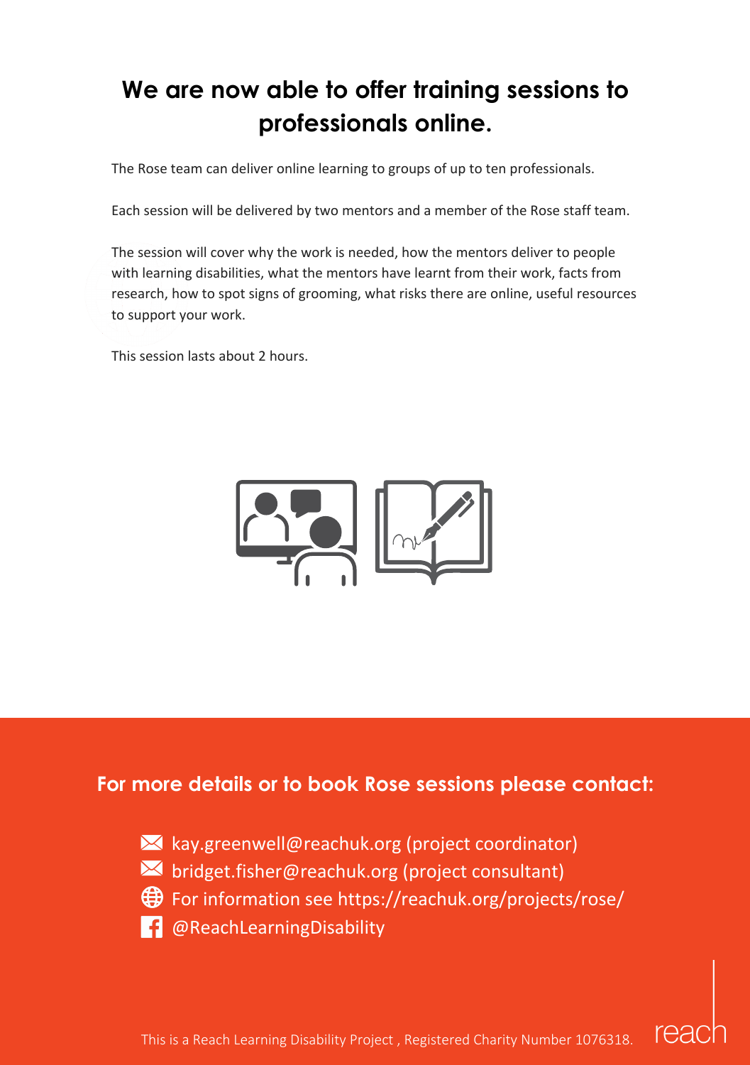# We are now able to offer training sessions to professionals online.

The Rose team can deliver online learning to groups of up to ten professionals.

Each session will be delivered by two mentors and a member of the Rose staff team.

The session will cover why the work is needed, how the mentors deliver to people with learning disabilities, what the mentors have learnt from their work, facts from research, how to spot signs of grooming, what risks there are online, useful resources to support your work.

This session lasts about 2 hours.

## For more details or to book Rose sessions please contact:

- kay.greenwell@reachuk.org (project coordinator)
- bridget.fisher@reachuk.org (project consultant)
- For information see https://reachuk.org/projects/rose/
- @ReachLearningDisability

This is a Reach Learning Disability Project , Registered Charity Number 1076318.

reach